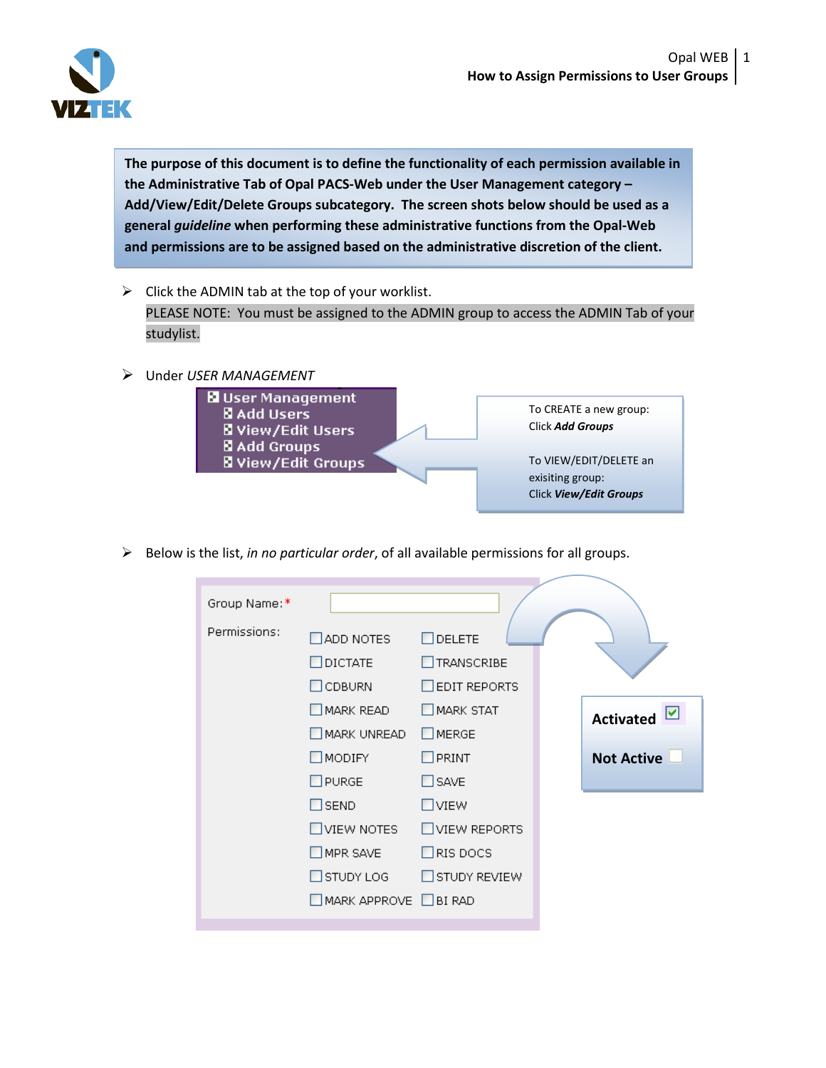**The purpose of this document is to define the functionality of each permission available in the Administrative Tab of Opal PACS-Web under the User Management category – Add/View/Edit/Delete Groups subcategory. The screen shots below should be used as a general *guideline* when performing these administrative functions from the Opal-Web and permissions are to be assigned based on the administrative discretion of the client.**

- Click the ADMIN tab at the top of your worklist.
  PLEASE NOTE: You must be assigned to the ADMIN group to access the ADMIN Tab of your studylist.

- Under *USER MANAGEMENT*

  User Management
  - Add Users
  - View/Edit Users
  - Add Groups
  - View/Edit Groups

  To CREATE a new group:
  Click ***Add Groups***

  To VIEW/EDIT/DELETE an exisiting group:
  Click ***View/Edit Groups***

- Below is the list, *in no particular order*, of all available permissions for all groups.

Group Name: *

Permissions:

| | |
|---|---|
| ☐ ADD NOTES | ☐ DELETE |
| ☐ DICTATE | ☐ TRANSCRIBE |
| ☐ CDBURN | ☐ EDIT REPORTS |
| ☐ MARK READ | ☐ MARK STAT |
| ☐ MARK UNREAD | ☐ MERGE |
| ☐ MODIFY | ☐ PRINT |
| ☐ PURGE | ☐ SAVE |
| ☐ SEND | ☐ VIEW |
| ☐ VIEW NOTES | ☐ VIEW REPORTS |
| ☐ MPR SAVE | ☐ RIS DOCS |
| ☐ STUDY LOG | ☐ STUDY REVIEW |
| ☐ MARK APPROVE | ☐ BI RAD |

**Activated** ☑

**Not Active** ☐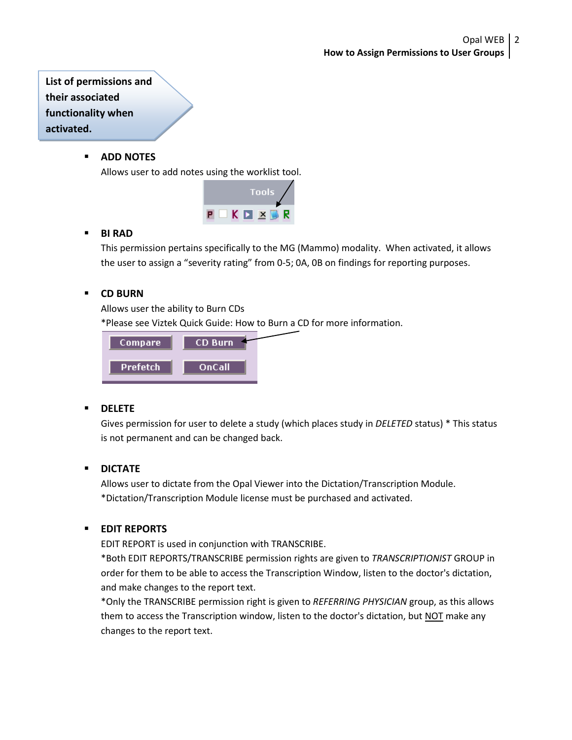**List of permissions and their associated functionality when activated.**

- **ADD NOTES**

  Allows user to add notes using the worklist tool.

- **BI RAD**

  This permission pertains specifically to the MG (Mammo) modality. When activated, it allows the user to assign a “severity rating” from 0-5; 0A, 0B on findings for reporting purposes.

- **CD BURN**

  Allows user the ability to Burn CDs

  *Please see Viztek Quick Guide: How to Burn a CD for more information.

- **DELETE**

  Gives permission for user to delete a study (which places study in *DELETED* status) * This status is not permanent and can be changed back.

- **DICTATE**

  Allows user to dictate from the Opal Viewer into the Dictation/Transcription Module.

  *Dictation/Transcription Module license must be purchased and activated.

- **EDIT REPORTS**

  EDIT REPORT is used in conjunction with TRANSCRIBE.

  *Both EDIT REPORTS/TRANSCRIBE permission rights are given to *TRANSCRIPTIONIST* GROUP in order for them to be able to access the Transcription Window, listen to the doctor's dictation, and make changes to the report text.

  *Only the TRANSCRIBE permission right is given to *REFERRING PHYSICIAN* group, as this allows them to access the Transcription window, listen to the doctor's dictation, but NOT make any changes to the report text.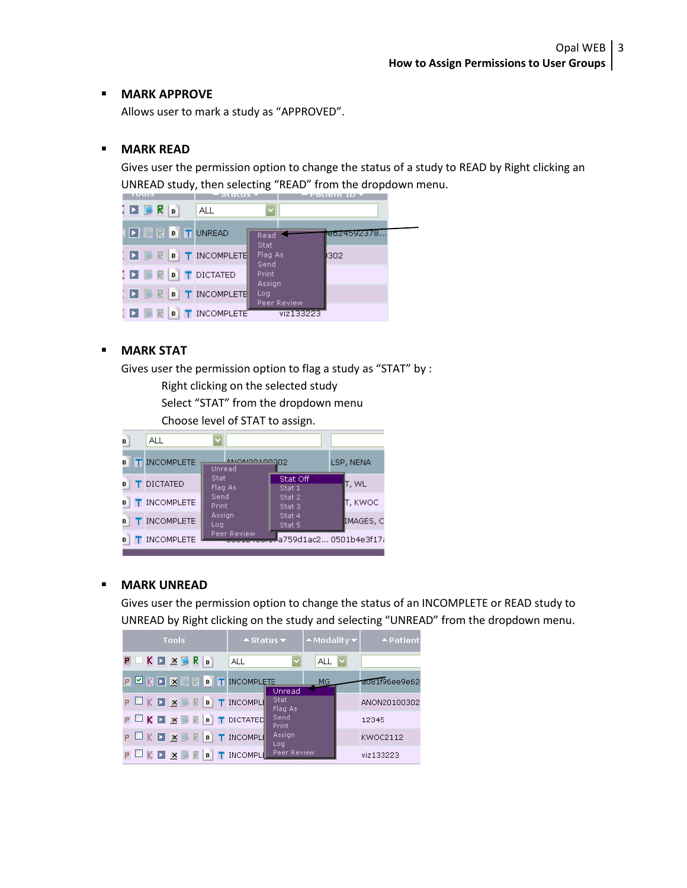- **MARK APPROVE**

  Allows user to mark a study as "APPROVED".

- **MARK READ**

  Gives user the permission option to change the status of a study to READ by Right clicking an UNREAD study, then selecting "READ" from the dropdown menu.

- **MARK STAT**

  Gives user the permission option to flag a study as "STAT" by :

  Right clicking on the selected study

  Select "STAT" from the dropdown menu

  Choose level of STAT to assign.

- **MARK UNREAD**

  Gives user the permission option to change the status of an INCOMPLETE or READ study to UNREAD by Right clicking on the study and selecting "UNREAD" from the dropdown menu.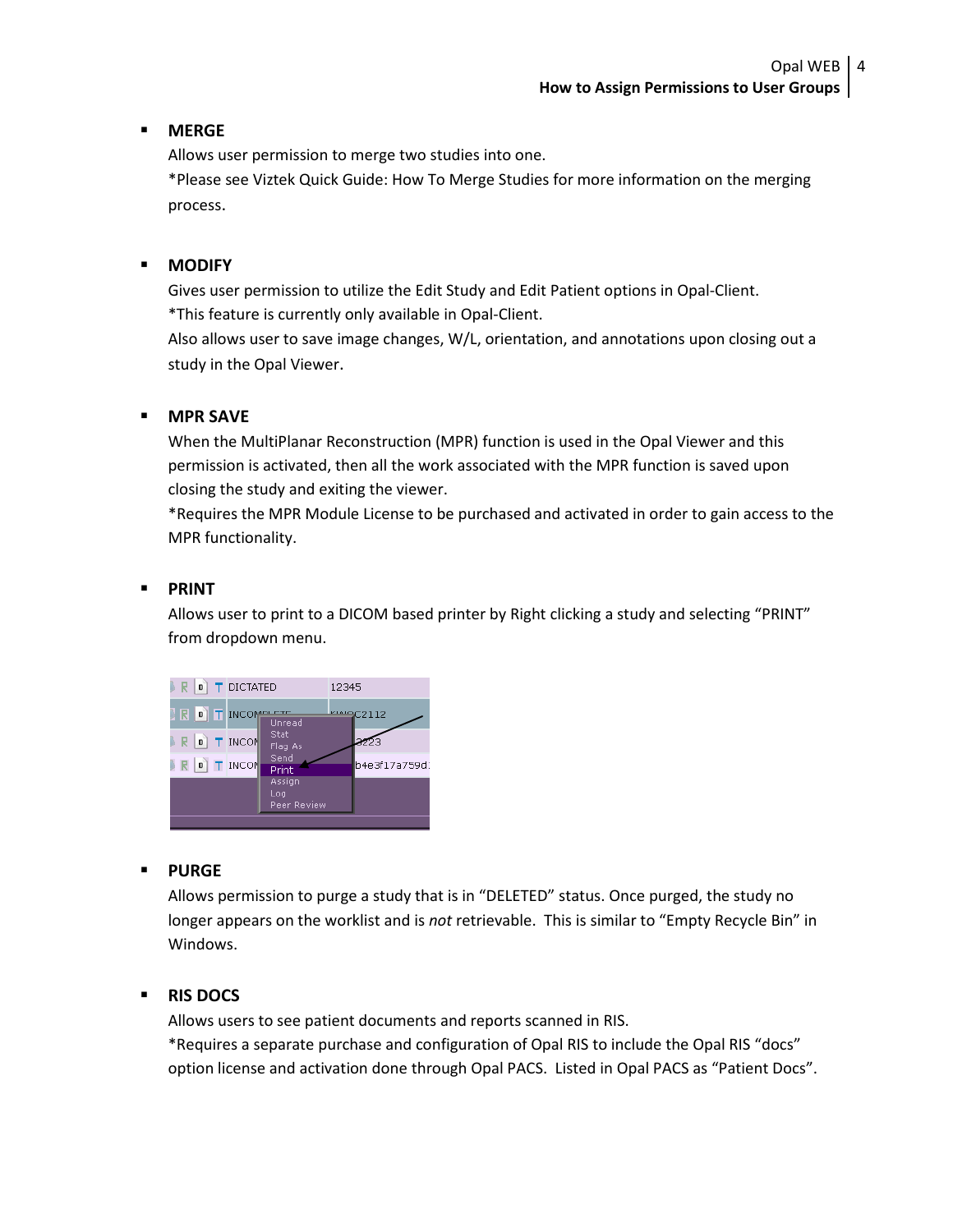- **MERGE**

  Allows user permission to merge two studies into one.
  *Please see Viztek Quick Guide: How To Merge Studies for more information on the merging process.

- **MODIFY**

  Gives user permission to utilize the Edit Study and Edit Patient options in Opal-Client.
  *This feature is currently only available in Opal-Client.
  Also allows user to save image changes, W/L, orientation, and annotations upon closing out a study in the Opal Viewer.

- **MPR SAVE**

  When the MultiPlanar Reconstruction (MPR) function is used in the Opal Viewer and this permission is activated, then all the work associated with the MPR function is saved upon closing the study and exiting the viewer.
  *Requires the MPR Module License to be purchased and activated in order to gain access to the MPR functionality.

- **PRINT**

  Allows user to print to a DICOM based printer by Right clicking a study and selecting "PRINT" from dropdown menu.

- **PURGE**

  Allows permission to purge a study that is in "DELETED" status. Once purged, the study no longer appears on the worklist and is *not* retrievable. This is similar to "Empty Recycle Bin" in Windows.

- **RIS DOCS**

  Allows users to see patient documents and reports scanned in RIS.
  *Requires a separate purchase and configuration of Opal RIS to include the Opal RIS "docs" option license and activation done through Opal PACS. Listed in Opal PACS as "Patient Docs".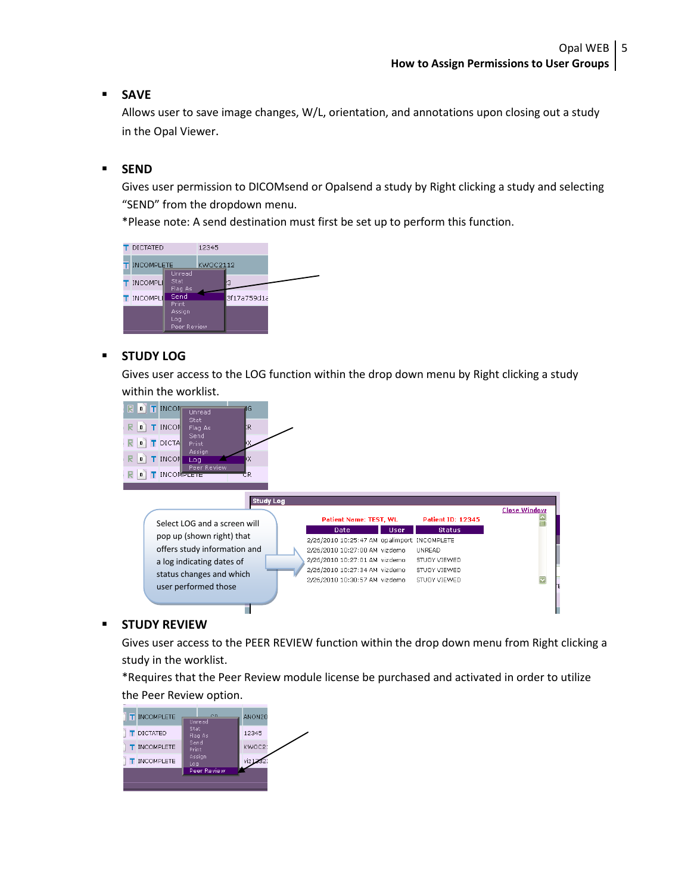- **SAVE**

  Allows user to save image changes, W/L, orientation, and annotations upon closing out a study in the Opal Viewer.

- **SEND**

  Gives user permission to DICOMsend or Opalsend a study by Right clicking a study and selecting "SEND" from the dropdown menu.

  *Please note: A send destination must first be set up to perform this function.

- **STUDY LOG**

  Gives user access to the LOG function within the drop down menu by Right clicking a study within the worklist.

  Select LOG and a screen will pop up (shown right) that offers study information and a log indicating dates of status changes and which user performed those

- **STUDY REVIEW**

  Gives user access to the PEER REVIEW function within the drop down menu from Right clicking a study in the worklist.

  *Requires that the Peer Review module license be purchased and activated in order to utilize the Peer Review option.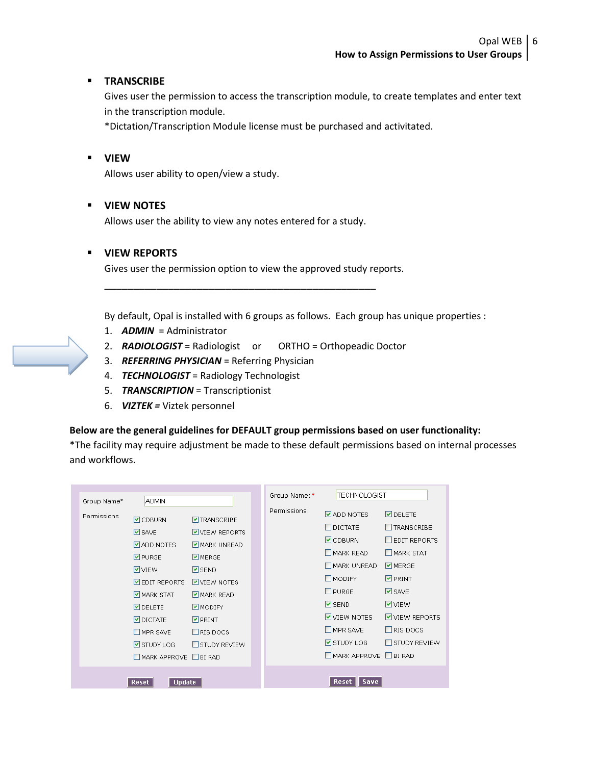- **TRANSCRIBE**

  Gives user the permission to access the transcription module, to create templates and enter text in the transcription module.

  *Dictation/Transcription Module license must be purchased and activitated.

- **VIEW**

  Allows user ability to open/view a study.

- **VIEW NOTES**

  Allows user the ability to view any notes entered for a study.

- **VIEW REPORTS**

  Gives user the permission option to view the approved study reports.

---

By default, Opal is installed with 6 groups as follows. Each group has unique properties :

1. ***ADMIN*** = Administrator
2. ***RADIOLOGIST*** = Radiologist or ORTHO = Orthopeadic Doctor
3. ***REFERRING PHYSICIAN*** = Referring Physician
4. ***TECHNOLOGIST*** = Radiology Technologist
5. ***TRANSCRIPTION*** = Transcriptionist
6. ***VIZTEK =*** Viztek personnel

**Below are the general guidelines for DEFAULT group permissions based on user functionality:**

*The facility may require adjustment be made to these default permissions based on internal processes and workflows.

Group Name*: ADMIN

| Permissions | |
|---|---|
| ☑ CDBURN | ☑ TRANSCRIBE |
| ☑ SAVE | ☑ VIEW REPORTS |
| ☑ ADD NOTES | ☑ MARK UNREAD |
| ☑ PURGE | ☑ MERGE |
| ☑ VIEW | ☑ SEND |
| ☑ EDIT REPORTS | ☑ VIEW NOTES |
| ☑ MARK STAT | ☑ MARK READ |
| ☑ DELETE | ☑ MODIFY |
| ☑ DICTATE | ☑ PRINT |
| ☐ MPR SAVE | ☐ RIS DOCS |
| ☑ STUDY LOG | ☐ STUDY REVIEW |
| ☐ MARK APPROVE | ☐ BI RAD |

Reset | Update

Group Name:* TECHNOLOGIST

| Permissions: | |
|---|---|
| ☑ ADD NOTES | ☑ DELETE |
| ☐ DICTATE | ☐ TRANSCRIBE |
| ☑ CDBURN | ☐ EDIT REPORTS |
| ☐ MARK READ | ☐ MARK STAT |
| ☐ MARK UNREAD | ☑ MERGE |
| ☐ MODIFY | ☑ PRINT |
| ☐ PURGE | ☑ SAVE |
| ☑ SEND | ☑ VIEW |
| ☑ VIEW NOTES | ☑ VIEW REPORTS |
| ☐ MPR SAVE | ☐ RIS DOCS |
| ☑ STUDY LOG | ☐ STUDY REVIEW |
| ☐ MARK APPROVE | ☐ BI RAD |

Reset | Save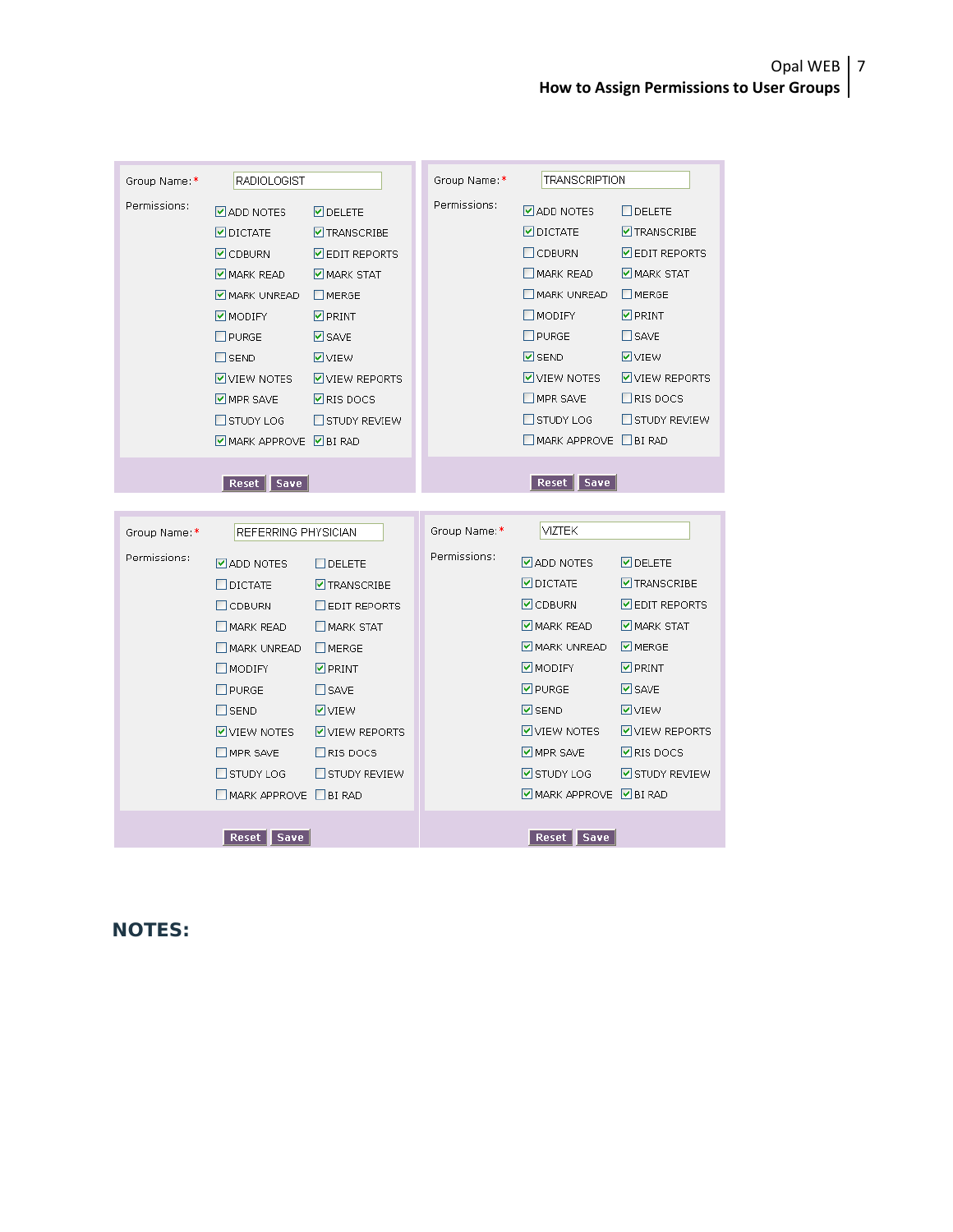**Group Name:*** RADIOLOGIST

**Permissions:**

| | |
|---|---|
| ☑ ADD NOTES | ☑ DELETE |
| ☑ DICTATE | ☑ TRANSCRIBE |
| ☑ CDBURN | ☑ EDIT REPORTS |
| ☑ MARK READ | ☑ MARK STAT |
| ☑ MARK UNREAD | ☐ MERGE |
| ☑ MODIFY | ☑ PRINT |
| ☐ PURGE | ☑ SAVE |
| ☐ SEND | ☑ VIEW |
| ☑ VIEW NOTES | ☑ VIEW REPORTS |
| ☑ MPR SAVE | ☑ RIS DOCS |
| ☐ STUDY LOG | ☐ STUDY REVIEW |
| ☑ MARK APPROVE | ☑ BI RAD |

Reset | Save

**Group Name:*** TRANSCRIPTION

**Permissions:**

| | |
|---|---|
| ☑ ADD NOTES | ☐ DELETE |
| ☑ DICTATE | ☑ TRANSCRIBE |
| ☐ CDBURN | ☑ EDIT REPORTS |
| ☐ MARK READ | ☑ MARK STAT |
| ☐ MARK UNREAD | ☐ MERGE |
| ☐ MODIFY | ☑ PRINT |
| ☐ PURGE | ☐ SAVE |
| ☑ SEND | ☑ VIEW |
| ☑ VIEW NOTES | ☑ VIEW REPORTS |
| ☐ MPR SAVE | ☐ RIS DOCS |
| ☐ STUDY LOG | ☐ STUDY REVIEW |
| ☐ MARK APPROVE | ☐ BI RAD |

Reset | Save

**Group Name:*** REFERRING PHYSICIAN

**Permissions:**

| | |
|---|---|
| ☑ ADD NOTES | ☐ DELETE |
| ☐ DICTATE | ☑ TRANSCRIBE |
| ☐ CDBURN | ☐ EDIT REPORTS |
| ☐ MARK READ | ☐ MARK STAT |
| ☐ MARK UNREAD | ☐ MERGE |
| ☐ MODIFY | ☑ PRINT |
| ☐ PURGE | ☐ SAVE |
| ☐ SEND | ☑ VIEW |
| ☑ VIEW NOTES | ☑ VIEW REPORTS |
| ☐ MPR SAVE | ☐ RIS DOCS |
| ☐ STUDY LOG | ☐ STUDY REVIEW |
| ☐ MARK APPROVE | ☐ BI RAD |

Reset | Save

**Group Name:*** VIZTEK

**Permissions:**

| | |
|---|---|
| ☑ ADD NOTES | ☑ DELETE |
| ☑ DICTATE | ☑ TRANSCRIBE |
| ☑ CDBURN | ☑ EDIT REPORTS |
| ☑ MARK READ | ☑ MARK STAT |
| ☑ MARK UNREAD | ☑ MERGE |
| ☑ MODIFY | ☑ PRINT |
| ☑ PURGE | ☑ SAVE |
| ☑ SEND | ☑ VIEW |
| ☑ VIEW NOTES | ☑ VIEW REPORTS |
| ☑ MPR SAVE | ☑ RIS DOCS |
| ☑ STUDY LOG | ☑ STUDY REVIEW |
| ☑ MARK APPROVE | ☑ BI RAD |

Reset | Save

## NOTES: